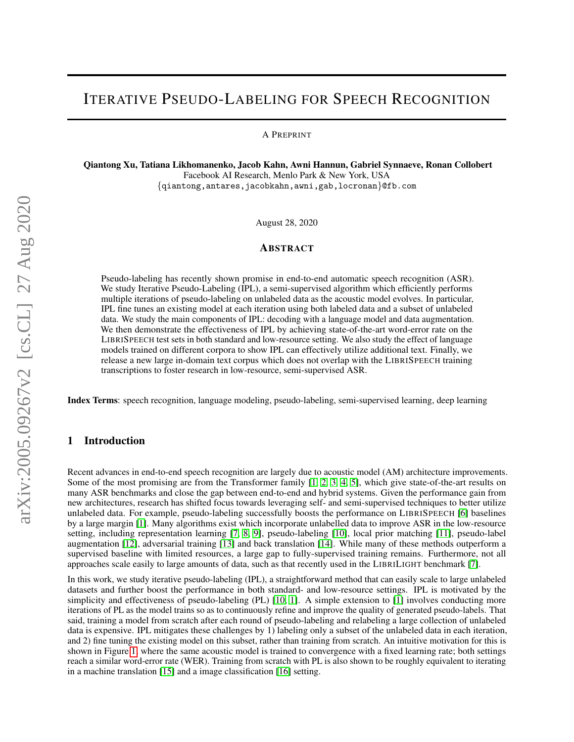# ITERATIVE PSEUDO-LABELING FOR SPEECH RECOGNITION

A PREPRINT

**Qiantong Xu, Tatiana Likhomanenko, Jacob Kahn, Awni Hannun, Gabriel Synnaeve, Ronan Collobert**
Facebook AI Research, Menlo Park & New York, USA
{qiantong,antares,jacobkahn,awni,gab,locronan}@fb.com

August 28, 2020

## ABSTRACT

Pseudo-labeling has recently shown promise in end-to-end automatic speech recognition (ASR). We study Iterative Pseudo-Labeling (IPL), a semi-supervised algorithm which efficiently performs multiple iterations of pseudo-labeling on unlabeled data as the acoustic model evolves. In particular, IPL fine tunes an existing model at each iteration using both labeled data and a subset of unlabeled data. We study the main components of IPL: decoding with a language model and data augmentation. We then demonstrate the effectiveness of IPL by achieving state-of-the-art word-error rate on the LIBRISPEECH test sets in both standard and low-resource setting. We also study the effect of language models trained on different corpora to show IPL can effectively utilize additional text. Finally, we release a new large in-domain text corpus which does not overlap with the LIBRISPEECH training transcriptions to foster research in low-resource, semi-supervised ASR.

**Index Terms**: speech recognition, language modeling, pseudo-labeling, semi-supervised learning, deep learning

## 1 Introduction

Recent advances in end-to-end speech recognition are largely due to acoustic model (AM) architecture improvements. Some of the most promising are from the Transformer family [1, 2, 3, 4, 5], which give state-of-the-art results on many ASR benchmarks and close the gap between end-to-end and hybrid systems. Given the performance gain from new architectures, research has shifted focus towards leveraging self- and semi-supervised techniques to better utilize unlabeled data. For example, pseudo-labeling successfully boosts the performance on LIBRISPEECH [6] baselines by a large margin [1]. Many algorithms exist which incorporate unlabelled data to improve ASR in the low-resource setting, including representation learning [7, 8, 9], pseudo-labeling [10], local prior matching [11], pseudo-label augmentation [12], adversarial training [13] and back translation [14]. While many of these methods outperform a supervised baseline with limited resources, a large gap to fully-supervised training remains. Furthermore, not all approaches scale easily to large amounts of data, such as that recently used in the LIBRILIGHT benchmark [7].

In this work, we study iterative pseudo-labeling (IPL), a straightforward method that can easily scale to large unlabeled datasets and further boost the performance in both standard- and low-resource settings. IPL is motivated by the simplicity and effectiveness of pseudo-labeling (PL) [10, 1]. A simple extension to [1] involves conducting more iterations of PL as the model trains so as to continuously refine and improve the quality of generated pseudo-labels. That said, training a model from scratch after each round of pseudo-labeling and relabeling a large collection of unlabeled data is expensive. IPL mitigates these challenges by 1) labeling only a subset of the unlabeled data in each iteration, and 2) fine tuning the existing model on this subset, rather than training from scratch. An intuitive motivation for this is shown in Figure 1, where the same acoustic model is trained to convergence with a fixed learning rate; both settings reach a similar word-error rate (WER). Training from scratch with PL is also shown to be roughly equivalent to iterating in a machine translation [15] and a image classification [16] setting.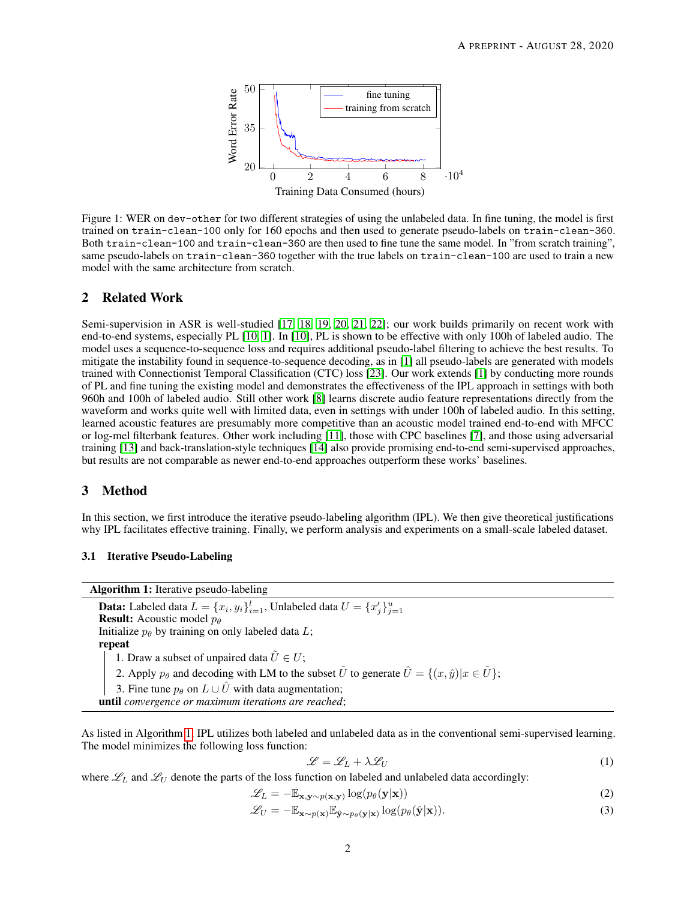Figure 1: WER on `dev-other` for two different strategies of using the unlabeled data. In fine tuning, the model is first trained on `train-clean-100` only for 160 epochs and then used to generate pseudo-labels on `train-clean-360`. Both `train-clean-100` and `train-clean-360` are then used to fine tune the same model. In "from scratch training", same pseudo-labels on `train-clean-360` together with the true labels on `train-clean-100` are used to train a new model with the same architecture from scratch.

## 2 Related Work

Semi-supervision in ASR is well-studied [17, 18, 19, 20, 21, 22]; our work builds primarily on recent work with end-to-end systems, especially PL [10, 1]. In [10], PL is shown to be effective with only 100h of labeled audio. The model uses a sequence-to-sequence loss and requires additional pseudo-label filtering to achieve the best results. To mitigate the instability found in sequence-to-sequence decoding, as in [1] all pseudo-labels are generated with models trained with Connectionist Temporal Classification (CTC) loss [23]. Our work extends [1] by conducting more rounds of PL and fine tuning the existing model and demonstrates the effectiveness of the IPL approach in settings with both 960h and 100h of labeled audio. Still other work [8] learns discrete audio feature representations directly from the waveform and works quite well with limited data, even in settings with under 100h of labeled audio. In this setting, learned acoustic features are presumably more competitive than an acoustic model trained end-to-end with MFCC or log-mel filterbank features. Other work including [11], those with CPC baselines [7], and those using adversarial training [13] and back-translation-style techniques [14] also provide promising end-to-end semi-supervised approaches, but results are not comparable as newer end-to-end approaches outperform these works' baselines.

## 3 Method

In this section, we first introduce the iterative pseudo-labeling algorithm (IPL). We then give theoretical justifications why IPL facilitates effective training. Finally, we perform analysis and experiments on a small-scale labeled dataset.

### 3.1 Iterative Pseudo-Labeling

**Algorithm 1:** Iterative pseudo-labeling

**Data:** Labeled data $L = \{x_i, y_i\}_{i=1}^{l}$, Unlabeled data $U = \{x'_j\}_{j=1}^{u}$
**Result:** Acoustic model $p_\theta$
Initialize $p_\theta$ by training on only labeled data $L$;
**repeat**
1. Draw a subset of unpaired data $\tilde{U} \in U$;
2. Apply $p_\theta$ and decoding with LM to the subset $\tilde{U}$ to generate $\hat{U} = \{(x, \hat{y}) | x \in \tilde{U}\}$;
3. Fine tune $p_\theta$ on $L \cup \hat{U}$ with data augmentation;

**until** *convergence or maximum iterations are reached*;

As listed in Algorithm 1, IPL utilizes both labeled and unlabeled data as in the conventional semi-supervised learning. The model minimizes the following loss function:

$$\mathscr{L} = \mathscr{L}_L + \lambda \mathscr{L}_U \tag{1}$$

where $\mathscr{L}_L$ and $\mathscr{L}_U$ denote the parts of the loss function on labeled and unlabeled data accordingly:

$$\mathscr{L}_L = -\mathbb{E}_{\mathbf{x},\mathbf{y} \sim p(\mathbf{x},\mathbf{y})} \log(p_\theta(\mathbf{y}|\mathbf{x})) \tag{2}$$

$$\mathscr{L}_U = -\mathbb{E}_{\mathbf{x} \sim p(\mathbf{x})} \mathbb{E}_{\hat{\mathbf{y}} \sim p_\theta(\mathbf{y}|\mathbf{x})} \log(p_\theta(\hat{\mathbf{y}}|\mathbf{x})). \tag{3}$$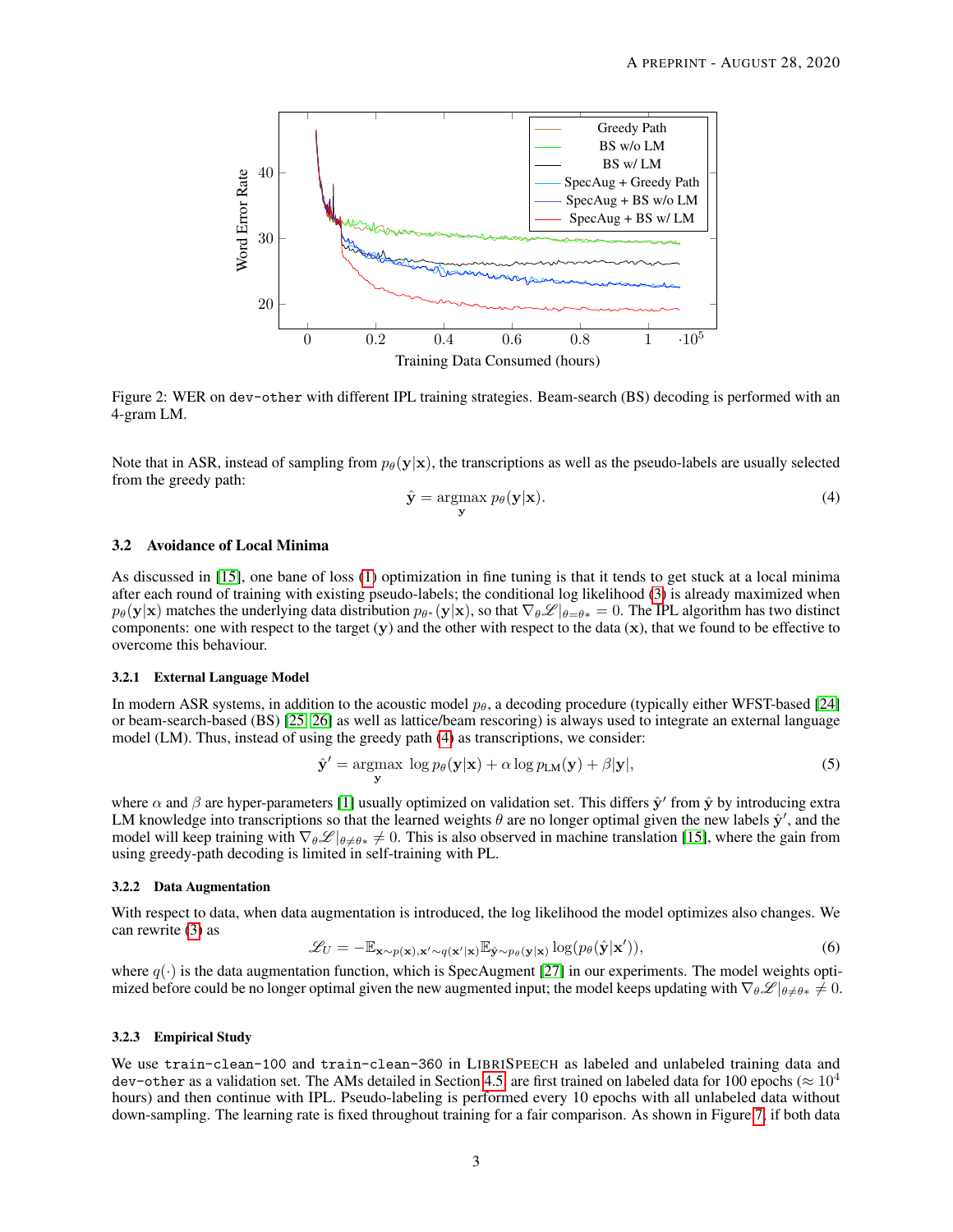Figure 2: WER on `dev-other` with different IPL training strategies. Beam-search (BS) decoding is performed with an 4-gram LM.

Note that in ASR, instead of sampling from $p_\theta(\mathbf{y}|\mathbf{x})$, the transcriptions as well as the pseudo-labels are usually selected from the greedy path:

$$\hat{\mathbf{y}} = \underset{\mathbf{y}}{\text{argmax}}\ p_\theta(\mathbf{y}|\mathbf{x}). \tag{4}$$

### 3.2 Avoidance of Local Minima

As discussed in [15], one bane of loss (1) optimization in fine tuning is that it tends to get stuck at a local minima after each round of training with existing pseudo-labels; the conditional log likelihood (3) is already maximized when $p_\theta(\mathbf{y}|\mathbf{x})$ matches the underlying data distribution $p_{\theta^*}(\mathbf{y}|\mathbf{x})$, so that $\nabla_\theta \mathscr{L}|_{\theta=\theta*} = 0$. The IPL algorithm has two distinct components: one with respect to the target ($\mathbf{y}$) and the other with respect to the data ($\mathbf{x}$), that we found to be effective to overcome this behaviour.

#### 3.2.1 External Language Model

In modern ASR systems, in addition to the acoustic model $p_\theta$, a decoding procedure (typically either WFST-based [24] or beam-search-based (BS) [25, 26] as well as lattice/beam rescoring) is always used to integrate an external language model (LM). Thus, instead of using the greedy path (4) as transcriptions, we consider:

$$\hat{\mathbf{y}}' = \underset{\mathbf{y}}{\text{argmax}}\ \log p_\theta(\mathbf{y}|\mathbf{x}) + \alpha \log p_{\text{LM}}(\mathbf{y}) + \beta|\mathbf{y}|, \tag{5}$$

where $\alpha$ and $\beta$ are hyper-parameters [1] usually optimized on validation set. This differs $\hat{\mathbf{y}}'$ from $\hat{\mathbf{y}}$ by introducing extra LM knowledge into transcriptions so that the learned weights $\theta$ are no longer optimal given the new labels $\hat{\mathbf{y}}'$, and the model will keep training with $\nabla_\theta \mathscr{L}|_{\theta \neq \theta*} \neq 0$. This is also observed in machine translation [15], where the gain from using greedy-path decoding is limited in self-training with PL.

#### 3.2.2 Data Augmentation

With respect to data, when data augmentation is introduced, the log likelihood the model optimizes also changes. We can rewrite (3) as

$$\mathscr{L}_U = -\mathbb{E}_{\mathbf{x}\sim p(\mathbf{x}), \mathbf{x}'\sim q(\mathbf{x}'|\mathbf{x})} \mathbb{E}_{\hat{\mathbf{y}}\sim p_\theta(\mathbf{y}|\mathbf{x})} \log(p_\theta(\hat{\mathbf{y}}|\mathbf{x}')), \tag{6}$$

where $q(\cdot)$ is the data augmentation function, which is SpecAugment [27] in our experiments. The model weights optimized before could be no longer optimal given the new augmented input; the model keeps updating with $\nabla_\theta \mathscr{L}|_{\theta \neq \theta*} \neq 0$.

#### 3.2.3 Empirical Study

We use `train-clean-100` and `train-clean-360` in LibriSpeech as labeled and unlabeled training data and `dev-other` as a validation set. The AMs detailed in Section 4.5 are first trained on labeled data for 100 epochs ($\approx 10^4$ hours) and then continue with IPL. Pseudo-labeling is performed every 10 epochs with all unlabeled data without down-sampling. The learning rate is fixed throughout training for a fair comparison. As shown in Figure 7, if both data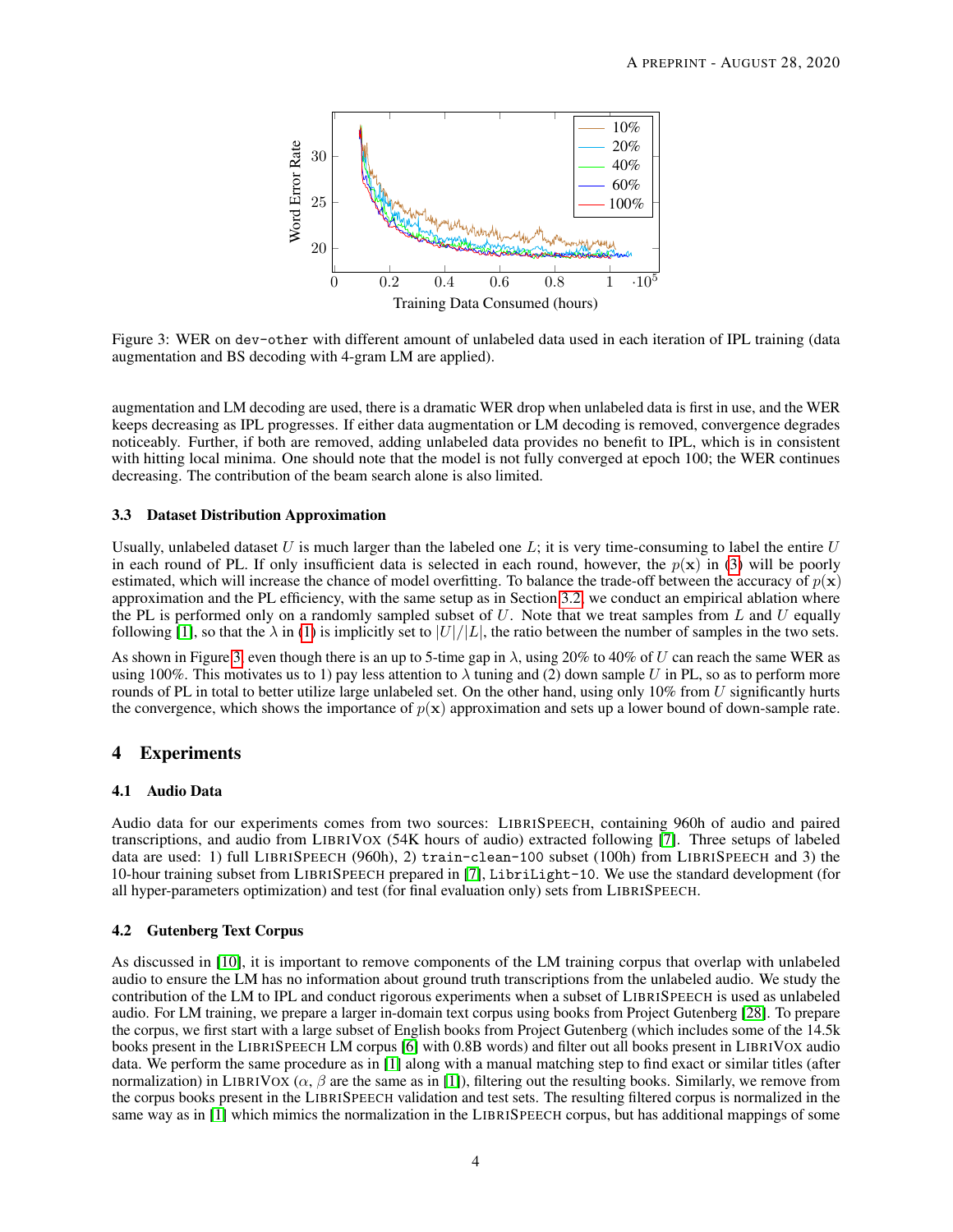Figure 3: WER on `dev-other` with different amount of unlabeled data used in each iteration of IPL training (data augmentation and BS decoding with 4-gram LM are applied).

augmentation and LM decoding are used, there is a dramatic WER drop when unlabeled data is first in use, and the WER keeps decreasing as IPL progresses. If either data augmentation or LM decoding is removed, convergence degrades noticeably. Further, if both are removed, adding unlabeled data provides no benefit to IPL, which is in consistent with hitting local minima. One should note that the model is not fully converged at epoch 100; the WER continues decreasing. The contribution of the beam search alone is also limited.

### 3.3 Dataset Distribution Approximation

Usually, unlabeled dataset $U$ is much larger than the labeled one $L$; it is very time-consuming to label the entire $U$ in each round of PL. If only insufficient data is selected in each round, however, the $p(\mathbf{x})$ in (3) will be poorly estimated, which will increase the chance of model overfitting. To balance the trade-off between the accuracy of $p(\mathbf{x})$ approximation and the PL efficiency, with the same setup as in Section 3.2, we conduct an empirical ablation where the PL is performed only on a randomly sampled subset of $U$. Note that we treat samples from $L$ and $U$ equally following [1], so that the $\lambda$ in (1) is implicitly set to $|U|/|L|$, the ratio between the number of samples in the two sets.

As shown in Figure 3, even though there is an up to 5-time gap in $\lambda$, using 20% to 40% of $U$ can reach the same WER as using 100%. This motivates us to 1) pay less attention to $\lambda$ tuning and (2) down sample $U$ in PL, so as to perform more rounds of PL in total to better utilize large unlabeled set. On the other hand, using only 10% from $U$ significantly hurts the convergence, which shows the importance of $p(\mathbf{x})$ approximation and sets up a lower bound of down-sample rate.

## 4 Experiments

### 4.1 Audio Data

Audio data for our experiments comes from two sources: LibriSpeech, containing 960h of audio and paired transcriptions, and audio from LibriVox (54K hours of audio) extracted following [7]. Three setups of labeled data are used: 1) full LibriSpeech (960h), 2) `train-clean-100` subset (100h) from LibriSpeech and 3) the 10-hour training subset from LibriSpeech prepared in [7], `LibriLight-10`. We use the standard development (for all hyper-parameters optimization) and test (for final evaluation only) sets from LibriSpeech.

### 4.2 Gutenberg Text Corpus

As discussed in [10], it is important to remove components of the LM training corpus that overlap with unlabeled audio to ensure the LM has no information about ground truth transcriptions from the unlabeled audio. We study the contribution of the LM to IPL and conduct rigorous experiments when a subset of LibriSpeech is used as unlabeled audio. For LM training, we prepare a larger in-domain text corpus using books from Project Gutenberg [28]. To prepare the corpus, we first start with a large subset of English books from Project Gutenberg (which includes some of the 14.5k books present in the LibriSpeech LM corpus [6] with 0.8B words) and filter out all books present in LibriVox audio data. We perform the same procedure as in [1] along with a manual matching step to find exact or similar titles (after normalization) in LibriVox ($\alpha$, $\beta$ are the same as in [1]), filtering out the resulting books. Similarly, we remove from the corpus books present in the LibriSpeech validation and test sets. The resulting filtered corpus is normalized in the same way as in [1] which mimics the normalization in the LibriSpeech corpus, but has additional mappings of some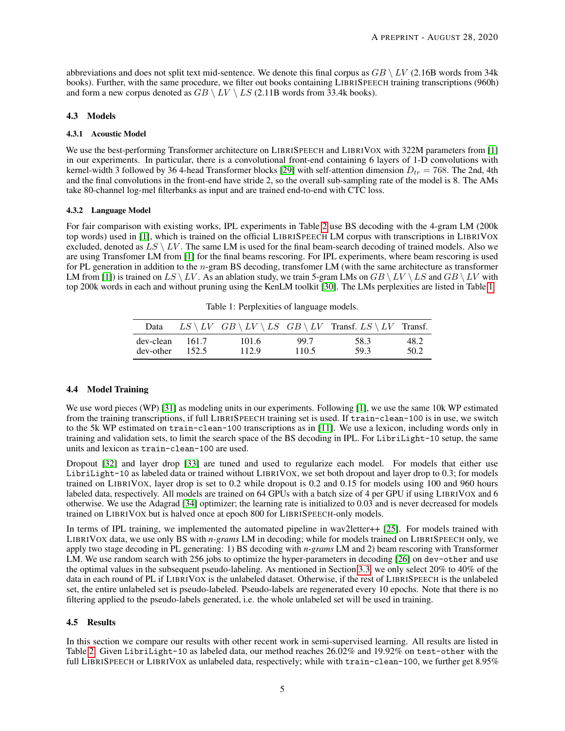abbreviations and does not split text mid-sentence. We denote this final corpus as $GB \setminus LV$ (2.16B words from 34k books). Further, with the same procedure, we filter out books containing LIBRISPEECH training transcriptions (960h) and form a new corpus denoted as $GB \setminus LV \setminus LS$ (2.11B words from 33.4k books).

### 4.3 Models

#### 4.3.1 Acoustic Model

We use the best-performing Transformer architecture on LIBRISPEECH and LIBRIVOX with 322M parameters from [1] in our experiments. In particular, there is a convolutional front-end containing 6 layers of 1-D convolutions with kernel-width 3 followed by 36 4-head Transformer blocks [29] with self-attention dimension $D_{tr} = 768$. The 2nd, 4th and the final convolutions in the front-end have stride 2, so the overall sub-sampling rate of the model is 8. The AMs take 80-channel log-mel filterbanks as input and are trained end-to-end with CTC loss.

#### 4.3.2 Language Model

For fair comparison with existing works, IPL experiments in Table 2 use BS decoding with the 4-gram LM (200k top words) used in [1], which is trained on the official LIBRISPEECH LM corpus with transcriptions in LIBRIVOX excluded, denoted as $LS \setminus LV$. The same LM is used for the final beam-search decoding of trained models. Also we are using Transfomer LM from [1] for the final beams rescoring. For IPL experiments, where beam rescoring is used for PL generation in addition to the $n$-gram BS decoding, transfomer LM (with the same architecture as transformer LM from [1]) is trained on $LS \setminus LV$. As an ablation study, we train 5-gram LMs on $GB \setminus LV \setminus LS$ and $GB \setminus LV$ with top 200k words in each and without pruning using the KenLM toolkit [30]. The LMs perplexities are listed in Table 1.

Table 1: Perplexities of language models.

| Data | $LS \setminus LV$ | $GB \setminus LV \setminus LS$ | $GB \setminus LV$ | Transf. $LS \setminus LV$ | Transf. |
|---|---|---|---|---|---|
| dev-clean | 161.7 | 101.6 | 99.7 | 58.3 | 48.2 |
| dev-other | 152.5 | 112.9 | 110.5 | 59.3 | 50.2 |

### 4.4 Model Training

We use word pieces (WP) [31] as modeling units in our experiments. Following [1], we use the same 10k WP estimated from the training transcriptions, if full LIBRISPEECH training set is used. If `train-clean-100` is in use, we switch to the 5k WP estimated on `train-clean-100` transcriptions as in [11]. We use a lexicon, including words only in training and validation sets, to limit the search space of the BS decoding in IPL. For `LibriLight-10` setup, the same units and lexicon as `train-clean-100` are used.

Dropout [32] and layer drop [33] are tuned and used to regularize each model. For models that either use `LibriLight-10` as labeled data or trained without LIBRIVOX, we set both dropout and layer drop to 0.3; for models trained on LIBRIVOX, layer drop is set to 0.2 while dropout is 0.2 and 0.15 for models using 100 and 960 hours labeled data, respectively. All models are trained on 64 GPUs with a batch size of 4 per GPU if using LIBRIVOX and 6 otherwise. We use the Adagrad [34] optimizer; the learning rate is initialized to 0.03 and is never decreased for models trained on LIBRIVOX but is halved once at epoch 800 for LIBRISPEECH-only models.

In terms of IPL training, we implemented the automated pipeline in wav2letter++ [25]. For models trained with LIBRIVOX data, we use only BS with *n-grams* LM in decoding; while for models trained on LIBRISPEECH only, we apply two stage decoding in PL generating: 1) BS decoding with *n-grams* LM and 2) beam rescoring with Transformer LM. We use random search with 256 jobs to optimize the hyper-parameters in decoding [26] on `dev-other` and use the optimal values in the subsequent pseudo-labeling. As mentioned in Section 3.3, we only select 20% to 40% of the data in each round of PL if LIBRIVOX is the unlabeled dataset. Otherwise, if the rest of LIBRISPEECH is the unlabeled set, the entire unlabeled set is pseudo-labeled. Pseudo-labels are regenerated every 10 epochs. Note that there is no filtering applied to the pseudo-labels generated, i.e. the whole unlabeled set will be used in training.

### 4.5 Results

In this section we compare our results with other recent work in semi-supervised learning. All results are listed in Table 2. Given `LibriLight-10` as labeled data, our method reaches 26.02% and 19.92% on `test-other` with the full LIBRISPEECH or LIBRIVOX as unlabeled data, respectively; while with `train-clean-100`, we further get 8.95%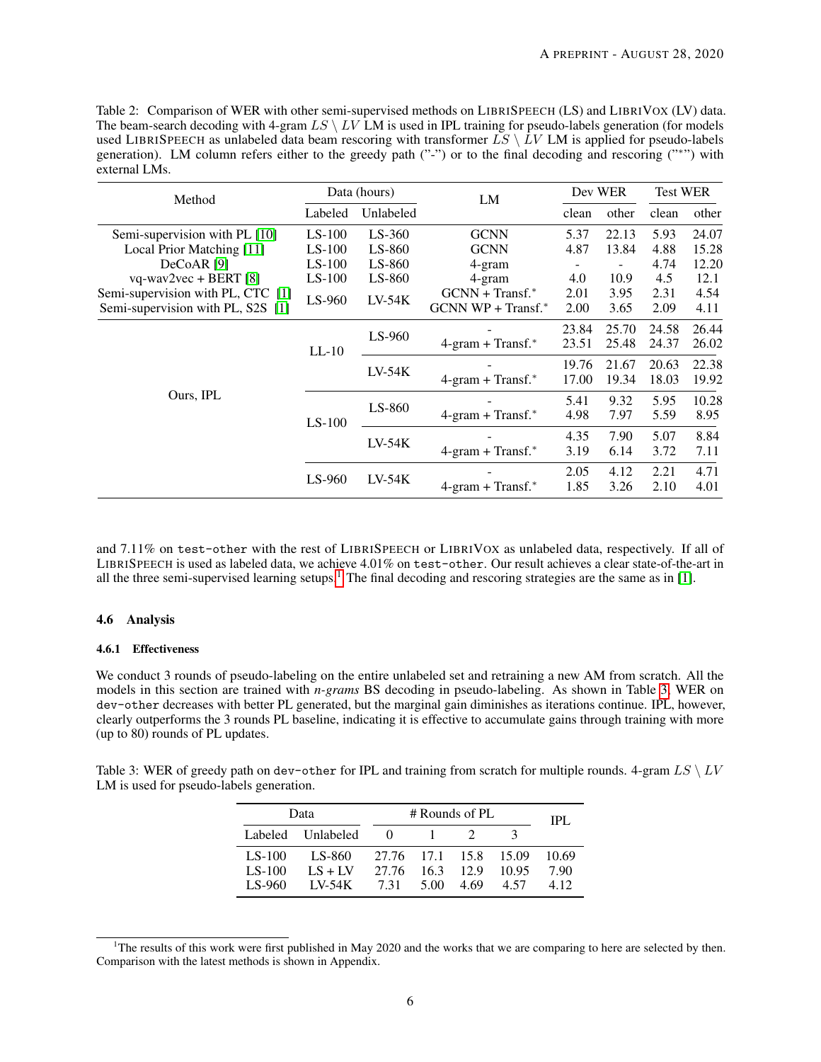Table 2: Comparison of WER with other semi-supervised methods on LIBRISPEECH (LS) and LIBRIVOX (LV) data. The beam-search decoding with 4-gram $LS \setminus LV$ LM is used in IPL training for pseudo-labels generation (for models used LIBRISPEECH as unlabeled data beam rescoring with transformer $LS \setminus LV$ LM is applied for pseudo-labels generation). LM column refers either to the greedy path ("-") or to the final decoding and rescoring ("*") with external LMs.

| Method | Data (hours) | | LM | Dev WER | | Test WER | |
|---|---|---|---|---|---|---|---|
| | Labeled | Unlabeled | | clean | other | clean | other |
| Semi-supervision with PL [10] | LS-100 | LS-360 | GCNN | 5.37 | 22.13 | 5.93 | 24.07 |
| Local Prior Matching [11] | LS-100 | LS-860 | GCNN | 4.87 | 13.84 | 4.88 | 15.28 |
| DeCoAR [9] | LS-100 | LS-860 | 4-gram | - | - | 4.74 | 12.20 |
| vq-wav2vec + BERT [8] | LS-100 | LS-860 | 4-gram | 4.0 | 10.9 | 4.5 | 12.1 |
| Semi-supervision with PL, CTC [1] | LS-960 | LV-54K | GCNN + Transf.* | 2.01 | 3.95 | 2.31 | 4.54 |
| Semi-supervision with PL, S2S [1] | LS-960 | LV-54K | GCNN WP + Transf.* | 2.00 | 3.65 | 2.09 | 4.11 |
| Ours, IPL | LL-10 | LS-960 | - | 23.84 | 25.70 | 24.58 | 26.44 |
| | | | 4-gram + Transf.* | 23.51 | 25.48 | 24.37 | 26.02 |
| | | LV-54K | - | 19.76 | 21.67 | 20.63 | 22.38 |
| | | | 4-gram + Transf.* | 17.00 | 19.34 | 18.03 | 19.92 |
| | LS-100 | LS-860 | - | 5.41 | 9.32 | 5.95 | 10.28 |
| | | | 4-gram + Transf.* | 4.98 | 7.97 | 5.59 | 8.95 |
| | | LV-54K | - | 4.35 | 7.90 | 5.07 | 8.84 |
| | | | 4-gram + Transf.* | 3.19 | 6.14 | 3.72 | 7.11 |
| | LS-960 | LV-54K | - | 2.05 | 4.12 | 2.21 | 4.71 |
| | | | 4-gram + Transf.* | 1.85 | 3.26 | 2.10 | 4.01 |

and 7.11% on `test-other` with the rest of LIBRISPEECH or LIBRIVOX as unlabeled data, respectively. If all of LIBRISPEECH is used as labeled data, we achieve 4.01% on `test-other`. Our result achieves a clear state-of-the-art in all the three semi-supervised learning setups.[1] The final decoding and rescoring strategies are the same as in [1].

### 4.6 Analysis

#### 4.6.1 Effectiveness

We conduct 3 rounds of pseudo-labeling on the entire unlabeled set and retraining a new AM from scratch. All the models in this section are trained with *n-grams* BS decoding in pseudo-labeling. As shown in Table 3, WER on `dev-other` decreases with better PL generated, but the marginal gain diminishes as iterations continue. IPL, however, clearly outperforms the 3 rounds PL baseline, indicating it is effective to accumulate gains through training with more (up to 80) rounds of PL updates.

Table 3: WER of greedy path on `dev-other` for IPL and training from scratch for multiple rounds. 4-gram $LS \setminus LV$ LM is used for pseudo-labels generation.

| Data | | # Rounds of PL | | | | IPL |
|---|---|---|---|---|---|---|
| Labeled | Unlabeled | 0 | 1 | 2 | 3 | |
| LS-100 | LS-860 | 27.76 | 17.1 | 15.8 | 15.09 | 10.69 |
| LS-100 | LS + LV | 27.76 | 16.3 | 12.9 | 10.95 | 7.90 |
| LS-960 | LV-54K | 7.31 | 5.00 | 4.69 | 4.57 | 4.12 |

[1] The results of this work were first published in May 2020 and the works that we are comparing to here are selected by then. Comparison with the latest methods is shown in Appendix.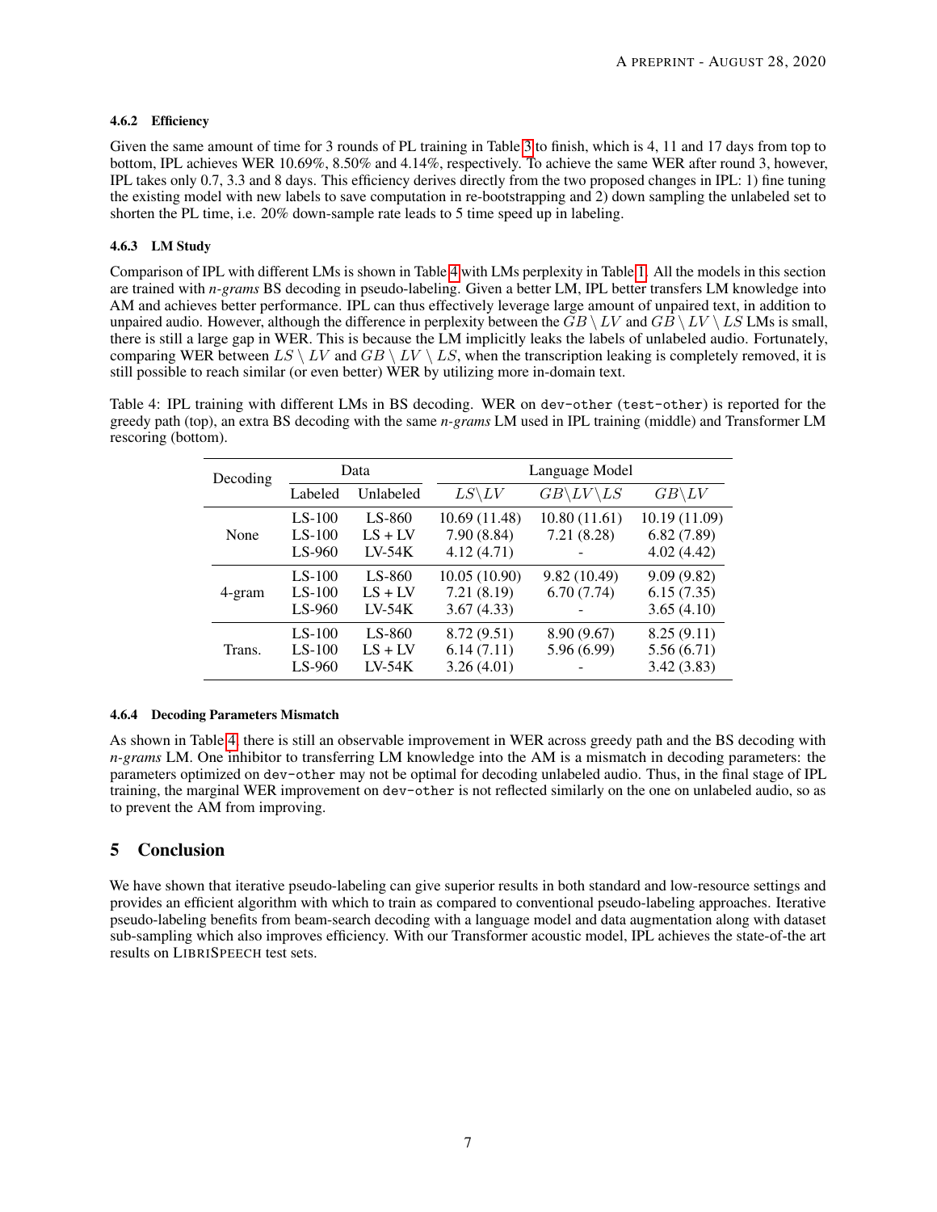#### 4.6.2 Efficiency

Given the same amount of time for 3 rounds of PL training in Table 3 to finish, which is 4, 11 and 17 days from top to bottom, IPL achieves WER 10.69%, 8.50% and 4.14%, respectively. To achieve the same WER after round 3, however, IPL takes only 0.7, 3.3 and 8 days. This efficiency derives directly from the two proposed changes in IPL: 1) fine tuning the existing model with new labels to save computation in re-bootstrapping and 2) down sampling the unlabeled set to shorten the PL time, i.e. 20% down-sample rate leads to 5 time speed up in labeling.

#### 4.6.3 LM Study

Comparison of IPL with different LMs is shown in Table 4 with LMs perplexity in Table 1. All the models in this section are trained with *n-grams* BS decoding in pseudo-labeling. Given a better LM, IPL better transfers LM knowledge into AM and achieves better performance. IPL can thus effectively leverage large amount of unpaired text, in addition to unpaired audio. However, although the difference in perplexity between the $GB \setminus LV$ and $GB \setminus LV \setminus LS$ LMs is small, there is still a large gap in WER. This is because the LM implicitly leaks the labels of unlabeled audio. Fortunately, comparing WER between $LS \setminus LV$ and $GB \setminus LV \setminus LS$, when the transcription leaking is completely removed, it is still possible to reach similar (or even better) WER by utilizing more in-domain text.

Table 4: IPL training with different LMs in BS decoding. WER on `dev-other` (`test-other`) is reported for the greedy path (top), an extra BS decoding with the same *n-grams* LM used in IPL training (middle) and Transformer LM rescoring (bottom).

| Decoding | Data | | Language Model | | |
|---|---|---|---|---|---|
| | Labeled | Unlabeled | $LS \setminus LV$ | $GB \setminus LV \setminus LS$ | $GB \setminus LV$ |
| None | LS-100 | LS-860 | 10.69 (11.48) | 10.80 (11.61) | 10.19 (11.09) |
| | LS-100 | LS + LV | 7.90 (8.84) | 7.21 (8.28) | 6.82 (7.89) |
| | LS-960 | LV-54K | 4.12 (4.71) | - | 4.02 (4.42) |
| 4-gram | LS-100 | LS-860 | 10.05 (10.90) | 9.82 (10.49) | 9.09 (9.82) |
| | LS-100 | LS + LV | 7.21 (8.19) | 6.70 (7.74) | 6.15 (7.35) |
| | LS-960 | LV-54K | 3.67 (4.33) | - | 3.65 (4.10) |
| Trans. | LS-100 | LS-860 | 8.72 (9.51) | 8.90 (9.67) | 8.25 (9.11) |
| | LS-100 | LS + LV | 6.14 (7.11) | 5.96 (6.99) | 5.56 (6.71) |
| | LS-960 | LV-54K | 3.26 (4.01) | - | 3.42 (3.83) |

#### 4.6.4 Decoding Parameters Mismatch

As shown in Table 4, there is still an observable improvement in WER across greedy path and the BS decoding with *n-grams* LM. One inhibitor to transferring LM knowledge into the AM is a mismatch in decoding parameters: the parameters optimized on `dev-other` may not be optimal for decoding unlabeled audio. Thus, in the final stage of IPL training, the marginal WER improvement on `dev-other` is not reflected similarly on the one on unlabeled audio, so as to prevent the AM from improving.

## 5 Conclusion

We have shown that iterative pseudo-labeling can give superior results in both standard and low-resource settings and provides an efficient algorithm with which to train as compared to conventional pseudo-labeling approaches. Iterative pseudo-labeling benefits from beam-search decoding with a language model and data augmentation along with dataset sub-sampling which also improves efficiency. With our Transformer acoustic model, IPL achieves the state-of-the art results on LIBRISPEECH test sets.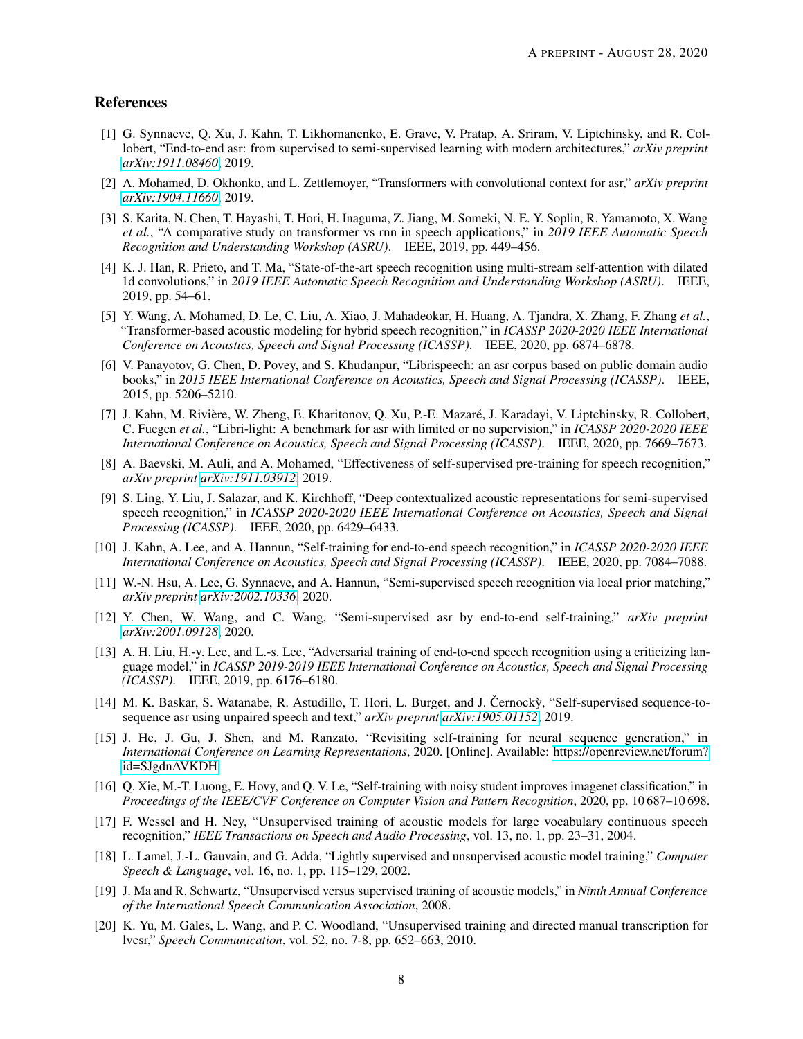## References

[1] G. Synnaeve, Q. Xu, J. Kahn, T. Likhomanenko, E. Grave, V. Pratap, A. Sriram, V. Liptchinsky, and R. Collobert, "End-to-end asr: from supervised to semi-supervised learning with modern architectures," *arXiv preprint arXiv:1911.08460*, 2019.

[2] A. Mohamed, D. Okhonko, and L. Zettlemoyer, "Transformers with convolutional context for asr," *arXiv preprint arXiv:1904.11660*, 2019.

[3] S. Karita, N. Chen, T. Hayashi, T. Hori, H. Inaguma, Z. Jiang, M. Someki, N. E. Y. Soplin, R. Yamamoto, X. Wang *et al.*, "A comparative study on transformer vs rnn in speech applications," in *2019 IEEE Automatic Speech Recognition and Understanding Workshop (ASRU)*. IEEE, 2019, pp. 449–456.

[4] K. J. Han, R. Prieto, and T. Ma, "State-of-the-art speech recognition using multi-stream self-attention with dilated 1d convolutions," in *2019 IEEE Automatic Speech Recognition and Understanding Workshop (ASRU)*. IEEE, 2019, pp. 54–61.

[5] Y. Wang, A. Mohamed, D. Le, C. Liu, A. Xiao, J. Mahadeokar, H. Huang, A. Tjandra, X. Zhang, F. Zhang *et al.*, "Transformer-based acoustic modeling for hybrid speech recognition," in *ICASSP 2020-2020 IEEE International Conference on Acoustics, Speech and Signal Processing (ICASSP)*. IEEE, 2020, pp. 6874–6878.

[6] V. Panayotov, G. Chen, D. Povey, and S. Khudanpur, "Librispeech: an asr corpus based on public domain audio books," in *2015 IEEE International Conference on Acoustics, Speech and Signal Processing (ICASSP)*. IEEE, 2015, pp. 5206–5210.

[7] J. Kahn, M. Rivière, W. Zheng, E. Kharitonov, Q. Xu, P.-E. Mazaré, J. Karadayi, V. Liptchinsky, R. Collobert, C. Fuegen *et al.*, "Libri-light: A benchmark for asr with limited or no supervision," in *ICASSP 2020-2020 IEEE International Conference on Acoustics, Speech and Signal Processing (ICASSP)*. IEEE, 2020, pp. 7669–7673.

[8] A. Baevski, M. Auli, and A. Mohamed, "Effectiveness of self-supervised pre-training for speech recognition," *arXiv preprint arXiv:1911.03912*, 2019.

[9] S. Ling, Y. Liu, J. Salazar, and K. Kirchhoff, "Deep contextualized acoustic representations for semi-supervised speech recognition," in *ICASSP 2020-2020 IEEE International Conference on Acoustics, Speech and Signal Processing (ICASSP)*. IEEE, 2020, pp. 6429–6433.

[10] J. Kahn, A. Lee, and A. Hannun, "Self-training for end-to-end speech recognition," in *ICASSP 2020-2020 IEEE International Conference on Acoustics, Speech and Signal Processing (ICASSP)*. IEEE, 2020, pp. 7084–7088.

[11] W.-N. Hsu, A. Lee, G. Synnaeve, and A. Hannun, "Semi-supervised speech recognition via local prior matching," *arXiv preprint arXiv:2002.10336*, 2020.

[12] Y. Chen, W. Wang, and C. Wang, "Semi-supervised asr by end-to-end self-training," *arXiv preprint arXiv:2001.09128*, 2020.

[13] A. H. Liu, H.-y. Lee, and L.-s. Lee, "Adversarial training of end-to-end speech recognition using a criticizing language model," in *ICASSP 2019-2019 IEEE International Conference on Acoustics, Speech and Signal Processing (ICASSP)*. IEEE, 2019, pp. 6176–6180.

[14] M. K. Baskar, S. Watanabe, R. Astudillo, T. Hori, L. Burget, and J. Černockỳ, "Self-supervised sequence-to-sequence asr using unpaired speech and text," *arXiv preprint arXiv:1905.01152*, 2019.

[15] J. He, J. Gu, J. Shen, and M. Ranzato, "Revisiting self-training for neural sequence generation," in *International Conference on Learning Representations*, 2020. [Online]. Available: https://openreview.net/forum?id=SJgdnAVKDH

[16] Q. Xie, M.-T. Luong, E. Hovy, and Q. V. Le, "Self-training with noisy student improves imagenet classification," in *Proceedings of the IEEE/CVF Conference on Computer Vision and Pattern Recognition*, 2020, pp. 10 687–10 698.

[17] F. Wessel and H. Ney, "Unsupervised training of acoustic models for large vocabulary continuous speech recognition," *IEEE Transactions on Speech and Audio Processing*, vol. 13, no. 1, pp. 23–31, 2004.

[18] L. Lamel, J.-L. Gauvain, and G. Adda, "Lightly supervised and unsupervised acoustic model training," *Computer Speech & Language*, vol. 16, no. 1, pp. 115–129, 2002.

[19] J. Ma and R. Schwartz, "Unsupervised versus supervised training of acoustic models," in *Ninth Annual Conference of the International Speech Communication Association*, 2008.

[20] K. Yu, M. Gales, L. Wang, and P. C. Woodland, "Unsupervised training and directed manual transcription for lvcsr," *Speech Communication*, vol. 52, no. 7-8, pp. 652–663, 2010.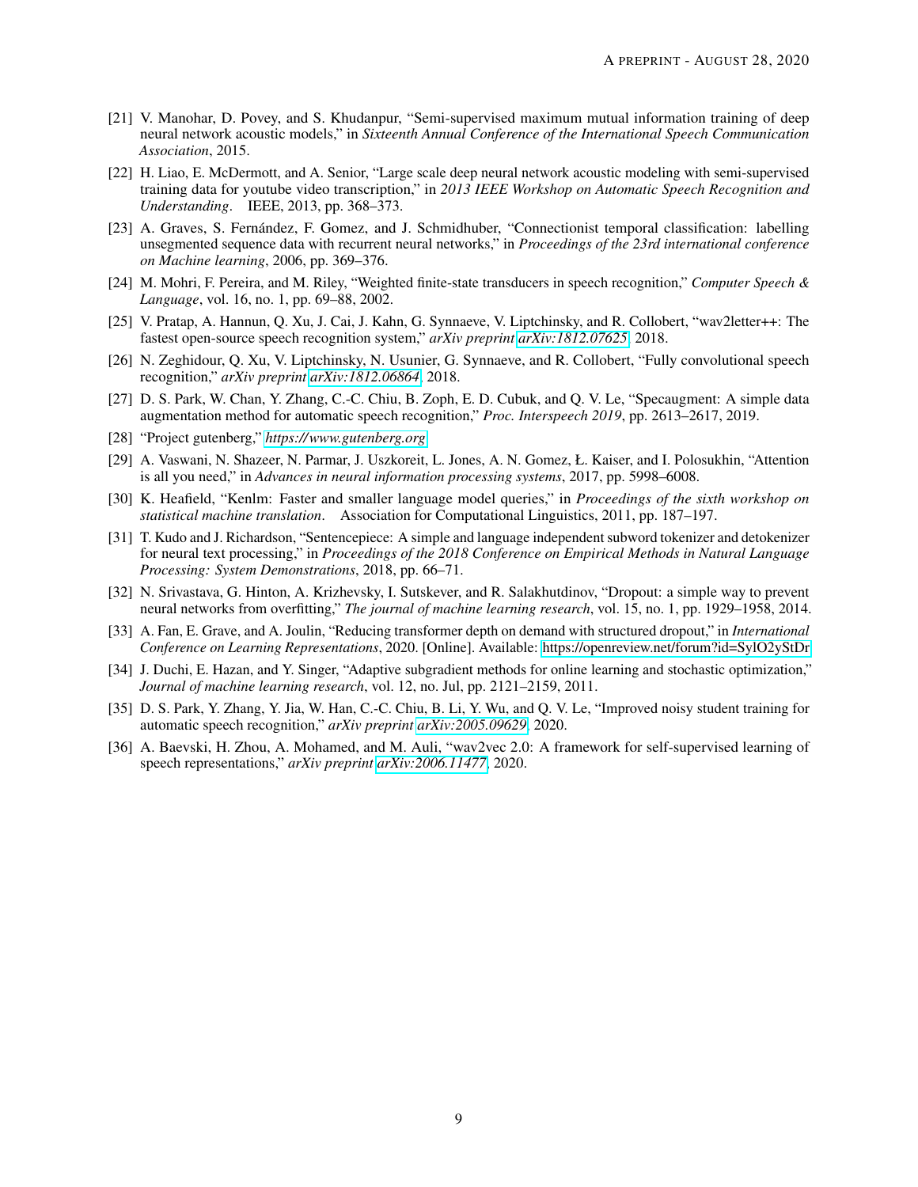[21] V. Manohar, D. Povey, and S. Khudanpur, "Semi-supervised maximum mutual information training of deep neural network acoustic models," in *Sixteenth Annual Conference of the International Speech Communication Association*, 2015.

[22] H. Liao, E. McDermott, and A. Senior, "Large scale deep neural network acoustic modeling with semi-supervised training data for youtube video transcription," in *2013 IEEE Workshop on Automatic Speech Recognition and Understanding*. IEEE, 2013, pp. 368–373.

[23] A. Graves, S. Fernández, F. Gomez, and J. Schmidhuber, "Connectionist temporal classification: labelling unsegmented sequence data with recurrent neural networks," in *Proceedings of the 23rd international conference on Machine learning*, 2006, pp. 369–376.

[24] M. Mohri, F. Pereira, and M. Riley, "Weighted finite-state transducers in speech recognition," *Computer Speech & Language*, vol. 16, no. 1, pp. 69–88, 2002.

[25] V. Pratap, A. Hannun, Q. Xu, J. Cai, J. Kahn, G. Synnaeve, V. Liptchinsky, and R. Collobert, "wav2letter++: The fastest open-source speech recognition system," *arXiv preprint arXiv:1812.07625*, 2018.

[26] N. Zeghidour, Q. Xu, V. Liptchinsky, N. Usunier, G. Synnaeve, and R. Collobert, "Fully convolutional speech recognition," *arXiv preprint arXiv:1812.06864*, 2018.

[27] D. S. Park, W. Chan, Y. Zhang, C.-C. Chiu, B. Zoph, E. D. Cubuk, and Q. V. Le, "Specaugment: A simple data augmentation method for automatic speech recognition," *Proc. Interspeech 2019*, pp. 2613–2617, 2019.

[28] "Project gutenberg," *https://www.gutenberg.org*.

[29] A. Vaswani, N. Shazeer, N. Parmar, J. Uszkoreit, L. Jones, A. N. Gomez, Ł. Kaiser, and I. Polosukhin, "Attention is all you need," in *Advances in neural information processing systems*, 2017, pp. 5998–6008.

[30] K. Heafield, "Kenlm: Faster and smaller language model queries," in *Proceedings of the sixth workshop on statistical machine translation*. Association for Computational Linguistics, 2011, pp. 187–197.

[31] T. Kudo and J. Richardson, "Sentencepiece: A simple and language independent subword tokenizer and detokenizer for neural text processing," in *Proceedings of the 2018 Conference on Empirical Methods in Natural Language Processing: System Demonstrations*, 2018, pp. 66–71.

[32] N. Srivastava, G. Hinton, A. Krizhevsky, I. Sutskever, and R. Salakhutdinov, "Dropout: a simple way to prevent neural networks from overfitting," *The journal of machine learning research*, vol. 15, no. 1, pp. 1929–1958, 2014.

[33] A. Fan, E. Grave, and A. Joulin, "Reducing transformer depth on demand with structured dropout," in *International Conference on Learning Representations*, 2020. [Online]. Available: https://openreview.net/forum?id=SylO2yStDr

[34] J. Duchi, E. Hazan, and Y. Singer, "Adaptive subgradient methods for online learning and stochastic optimization," *Journal of machine learning research*, vol. 12, no. Jul, pp. 2121–2159, 2011.

[35] D. S. Park, Y. Zhang, Y. Jia, W. Han, C.-C. Chiu, B. Li, Y. Wu, and Q. V. Le, "Improved noisy student training for automatic speech recognition," *arXiv preprint arXiv:2005.09629*, 2020.

[36] A. Baevski, H. Zhou, A. Mohamed, and M. Auli, "wav2vec 2.0: A framework for self-supervised learning of speech representations," *arXiv preprint arXiv:2006.11477*, 2020.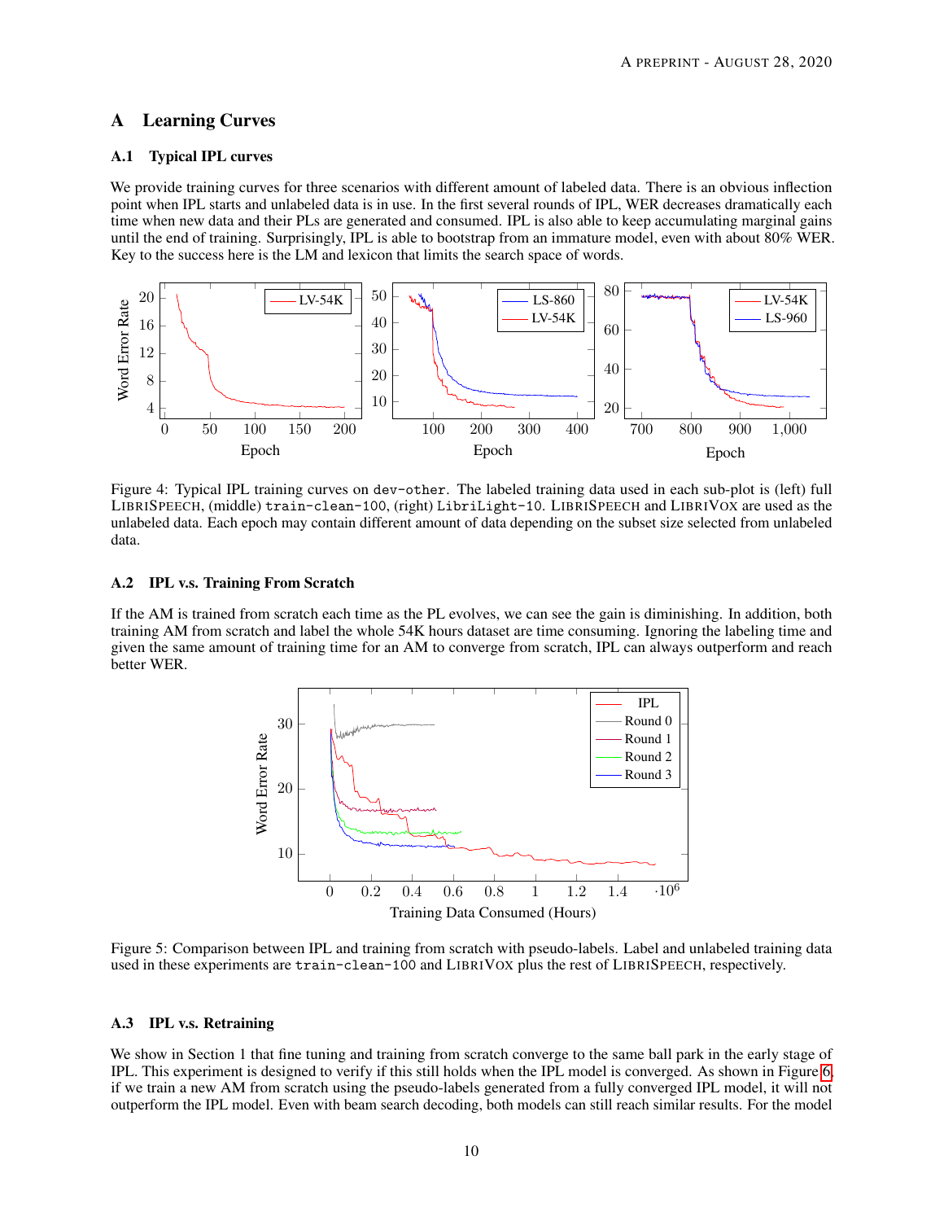## A Learning Curves

### A.1 Typical IPL curves

We provide training curves for three scenarios with different amount of labeled data. There is an obvious inflection point when IPL starts and unlabeled data is in use. In the first several rounds of IPL, WER decreases dramatically each time when new data and their PLs are generated and consumed. IPL is also able to keep accumulating marginal gains until the end of training. Surprisingly, IPL is able to bootstrap from an immature model, even with about 80% WER. Key to the success here is the LM and lexicon that limits the search space of words.

Figure 4: Typical IPL training curves on `dev-other`. The labeled training data used in each sub-plot is (left) full LIBRISPEECH, (middle) `train-clean-100`, (right) `LibriLight-10`. LIBRISPEECH and LIBRIVOX are used as the unlabeled data. Each epoch may contain different amount of data depending on the subset size selected from unlabeled data.

### A.2 IPL v.s. Training From Scratch

If the AM is trained from scratch each time as the PL evolves, we can see the gain is diminishing. In addition, both training AM from scratch and label the whole 54K hours dataset are time consuming. Ignoring the labeling time and given the same amount of training time for an AM to converge from scratch, IPL can always outperform and reach better WER.

Figure 5: Comparison between IPL and training from scratch with pseudo-labels. Label and unlabeled training data used in these experiments are `train-clean-100` and LIBRIVOX plus the rest of LIBRISPEECH, respectively.

### A.3 IPL v.s. Retraining

We show in Section 1 that fine tuning and training from scratch converge to the same ball park in the early stage of IPL. This experiment is designed to verify if this still holds when the IPL model is converged. As shown in Figure 6, if we train a new AM from scratch using the pseudo-labels generated from a fully converged IPL model, it will not outperform the IPL model. Even with beam search decoding, both models can still reach similar results. For the model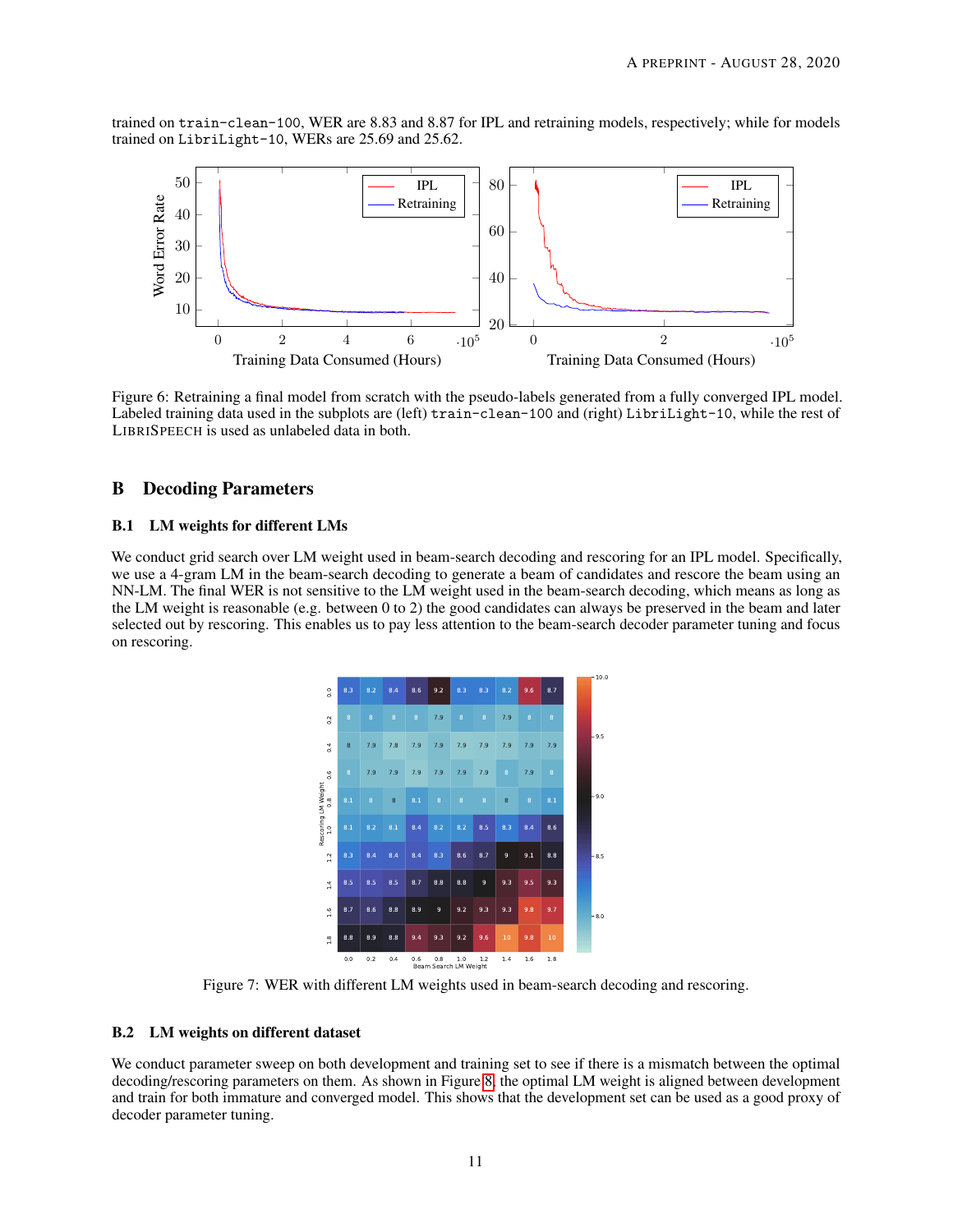trained on `train-clean-100`, WER are 8.83 and 8.87 for IPL and retraining models, respectively; while for models trained on `LibriLight-10`, WERs are 25.69 and 25.62.

Figure 6: Retraining a final model from scratch with the pseudo-labels generated from a fully converged IPL model. Labeled training data used in the subplots are (left) `train-clean-100` and (right) `LibriLight-10`, while the rest of LIBRISPEECH is used as unlabeled data in both.

## B Decoding Parameters

### B.1 LM weights for different LMs

We conduct grid search over LM weight used in beam-search decoding and rescoring for an IPL model. Specifically, we use a 4-gram LM in the beam-search decoding to generate a beam of candidates and rescore the beam using an NN-LM. The final WER is not sensitive to the LM weight used in the beam-search decoding, which means as long as the LM weight is reasonable (e.g. between 0 to 2) the good candidates can always be preserved in the beam and later selected out by rescoring. This enables us to pay less attention to the beam-search decoder parameter tuning and focus on rescoring.

Figure 7: WER with different LM weights used in beam-search decoding and rescoring.

### B.2 LM weights on different dataset

We conduct parameter sweep on both development and training set to see if there is a mismatch between the optimal decoding/rescoring parameters on them. As shown in Figure 8, the optimal LM weight is aligned between development and train for both immature and converged model. This shows that the development set can be used as a good proxy of decoder parameter tuning.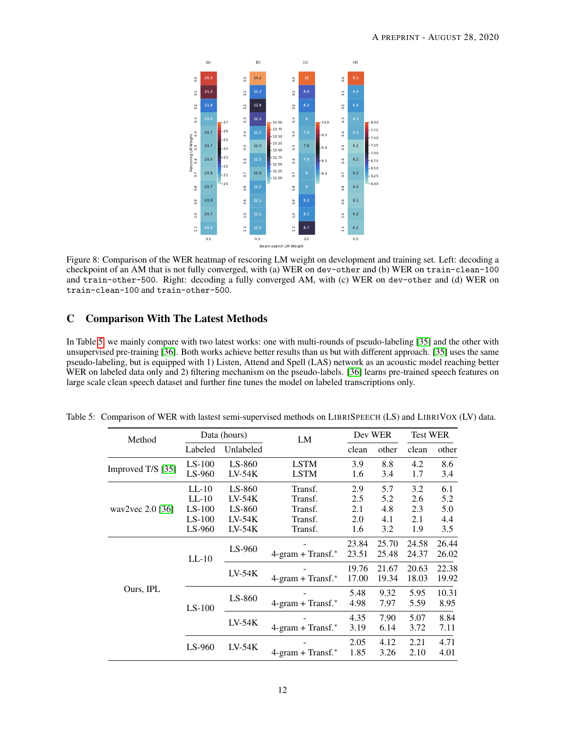Figure 8: Comparison of the WER heatmap of rescoring LM weight on development and training set. Left: decoding a checkpoint of an AM that is not fully converged, with (a) WER on `dev-other` and (b) WER on `train-clean-100` and `train-other-500`. Right: decoding a fully converged AM, with (c) WER on `dev-other` and (d) WER on `train-clean-100` and `train-other-500`.

## C Comparison With The Latest Methods

In Table 5, we mainly compare with two latest works: one with multi-rounds of pseudo-labeling [35] and the other with unsupervised pre-training [36]. Both works achieve better results than us but with different approach. [35] uses the same pseudo-labeling, but is equipped with 1) Listen, Attend and Spell (LAS) network as an acoustic model reaching better WER on labeled data only and 2) filtering mechanism on the pseudo-labels. [36] learns pre-trained speech features on large scale clean speech dataset and further fine tunes the model on labeled transcriptions only.

Table 5: Comparison of WER with lastest semi-supervised methods on LIBRISPEECH (LS) and LIBRIVOX (LV) data.

| Method | Data (hours) | | LM | Dev WER | | Test WER | |
|---|---|---|---|---|---|---|---|
| | Labeled | Unlabeled | | clean | other | clean | other |
| Improved T/S [35] | LS-100 | LS-860 | LSTM | 3.9 | 8.8 | 4.2 | 8.6 |
| | LS-960 | LV-54K | LSTM | 1.6 | 3.4 | 1.7 | 3.4 |
| wav2vec 2.0 [36] | LL-10 | LS-860 | Transf. | 2.9 | 5.7 | 3.2 | 6.1 |
| | LL-10 | LV-54K | Transf. | 2.5 | 5.2 | 2.6 | 5.2 |
| | LS-100 | LS-860 | Transf. | 2.1 | 4.8 | 2.3 | 5.0 |
| | LS-100 | LV-54K | Transf. | 2.0 | 4.1 | 2.1 | 4.4 |
| | LS-960 | LV-54K | Transf. | 1.6 | 3.2 | 1.9 | 3.5 |
| Ours, IPL | LL-10 | LS-960 | - | 23.84 | 25.70 | 24.58 | 26.44 |
| | | | 4-gram + Transf.* | 23.51 | 25.48 | 24.37 | 26.02 |
| | | LV-54K | - | 19.76 | 21.67 | 20.63 | 22.38 |
| | | | 4-gram + Transf.* | 17.00 | 19.34 | 18.03 | 19.92 |
| | LS-100 | LS-860 | - | 5.48 | 9.32 | 5.95 | 10.31 |
| | | | 4-gram + Transf.* | 4.98 | 7.97 | 5.59 | 8.95 |
| | | LV-54K | - | 4.35 | 7.90 | 5.07 | 8.84 |
| | | | 4-gram + Transf.* | 3.19 | 6.14 | 3.72 | 7.11 |
| | LS-960 | LV-54K | - | 2.05 | 4.12 | 2.21 | 4.71 |
| | | | 4-gram + Transf.* | 1.85 | 3.26 | 2.10 | 4.01 |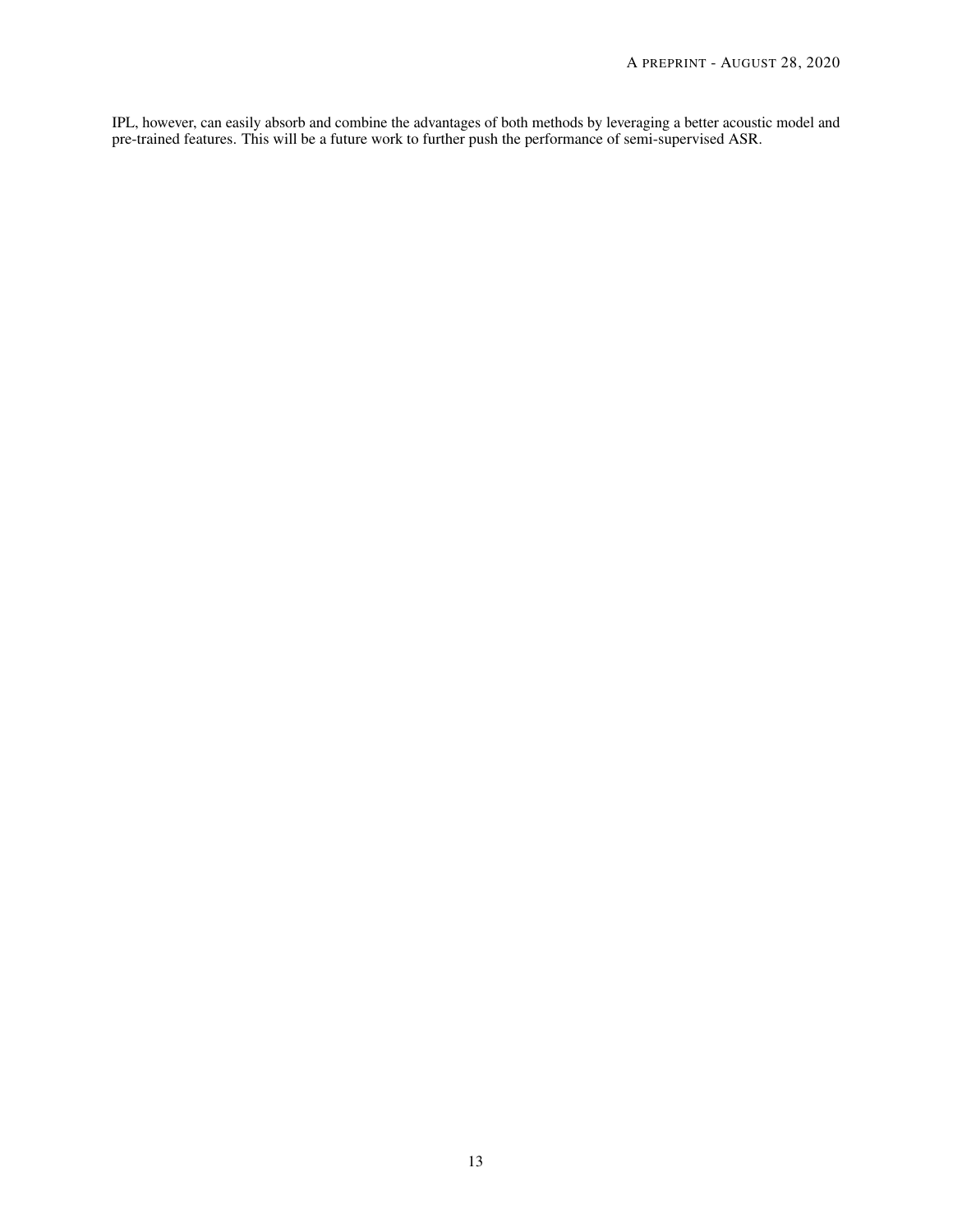IPL, however, can easily absorb and combine the advantages of both methods by leveraging a better acoustic model and pre-trained features. This will be a future work to further push the performance of semi-supervised ASR.